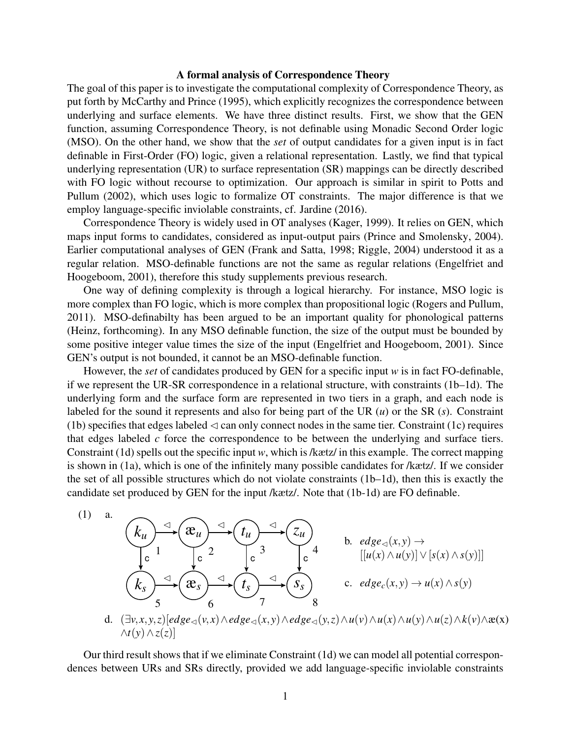# A formal analysis of Correspondence Theory

The goal of this paper is to investigate the computational complexity of Correspondence Theory, as put forth by McCarthy and Prince (1995), which explicitly recognizes the correspondence between underlying and surface elements. We have three distinct results. First, we show that the GEN function, assuming Correspondence Theory, is not definable using Monadic Second Order logic (MSO). On the other hand, we show that the *set* of output candidates for a given input is in fact definable in First-Order (FO) logic, given a relational representation. Lastly, we find that typical underlying representation (UR) to surface representation (SR) mappings can be directly described with FO logic without recourse to optimization. Our approach is similar in spirit to Potts and Pullum (2002), which uses logic to formalize OT constraints. The major difference is that we employ language-specific inviolable constraints, cf. Jardine (2016).

Correspondence Theory is widely used in OT analyses (Kager, 1999). It relies on GEN, which maps input forms to candidates, considered as input-output pairs (Prince and Smolensky, 2004). Earlier computational analyses of GEN (Frank and Satta, 1998; Riggle, 2004) understood it as a regular relation. MSO-definable functions are not the same as regular relations (Engelfriet and Hoogeboom, 2001), therefore this study supplements previous research.

One way of defining complexity is through a logical hierarchy. For instance, MSO logic is more complex than FO logic, which is more complex than propositional logic (Rogers and Pullum, 2011). MSO-definabilty has been argued to be an important quality for phonological patterns (Heinz, forthcoming). In any MSO definable function, the size of the output must be bounded by some positive integer value times the size of the input (Engelfriet and Hoogeboom, 2001). Since GEN's output is not bounded, it cannot be an MSO-definable function.

However, the *set* of candidates produced by GEN for a specific input $w$ is in fact FO-definable, if we represent the UR-SR correspondence in a relational structure, with constraints (1b–1d). The underlying form and the surface form are represented in two tiers in a graph, and each node is labeled for the sound it represents and also for being part of the UR ($u$) or the SR ($s$). Constraint (1b) specifies that edges labeled $\triangleleft$ can only connect nodes in the same tier. Constraint (1c) requires that edges labeled $c$ force the correspondence to be between the underlying and surface tiers. Constraint (1d) spells out the specific input $w$, which is /kætz/ in this example. The correct mapping is shown in (1a), which is one of the infinitely many possible candidates for /kætz/. If we consider the set of all possible structures which do not violate constraints (1b–1d), then this is exactly the candidate set produced by GEN for the input /kætz/. Note that (1b-1d) are FO definable.

(1) a.

$k_u$ 1, $æ_u$ 2, $t_u$ 3, $z_u$ 4

$k_s$ 5, $æ_s$ 6, $t_s$ 7, $s_s$ 8

$\triangleleft$ $\triangleleft$ $\triangleleft$

c c c c

$\triangleleft$ $\triangleleft$ $\triangleleft$

b. $edge_{\triangleleft}(x,y) \rightarrow [[u(x) \wedge u(y)] \vee [s(x) \wedge s(y)]]$

c. $edge_c(x,y) \rightarrow u(x) \wedge s(y)$

d. $(\exists v,x,y,z)[edge_{\triangleleft}(v,x) \wedge edge_{\triangleleft}(x,y) \wedge edge_{\triangleleft}(y,z) \wedge u(v) \wedge u(x) \wedge u(y) \wedge u(z) \wedge k(v) \wedge æ(x) \wedge t(y) \wedge z(z)]$

Our third result shows that if we eliminate Constraint (1d) we can model all potential correspondences between URs and SRs directly, provided we add language-specific inviolable constraints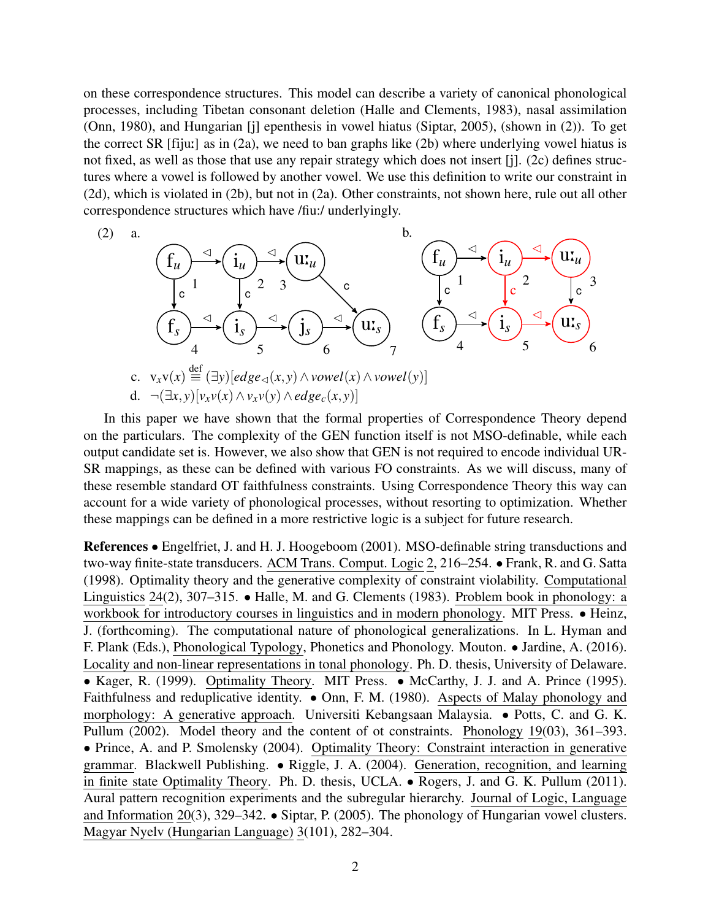on these correspondence structures. This model can describe a variety of canonical phonological processes, including Tibetan consonant deletion (Halle and Clements, 1983), nasal assimilation (Onn, 1980), and Hungarian [j] epenthesis in vowel hiatus (Siptar, 2005), (shown in (2)). To get the correct SR [fijuː] as in (2a), we need to ban graphs like (2b) where underlying vowel hiatus is not fixed, as well as those that use any repair strategy which does not insert [j]. (2c) defines structures where a vowel is followed by another vowel. We use this definition to write our constraint in (2d), which is violated in (2b), but not in (2a). Other constraints, not shown here, rule out all other correspondence structures which have /fiuː/ underlyingly.

(2) a.

$f_u$ ⊲ $i_u$ ⊲ $uː_u$
c 1 c 2 3 c
$f_s$ ⊲ $i_s$ ⊲ $j_s$ ⊲ $uː_s$
4 5 6 7

b.

$f_u$ ⊲ $i_u$ ⊲ $uː_u$
c 1 c 2 c 3
$f_s$ ⊲ $i_s$ ⊲ $uː_s$
4 5 6

c. $\mathrm{v}_x\mathrm{v}(x) \overset{\text{def}}{\equiv} (\exists y)[edge_{\triangleleft}(x,y) \wedge vowel(x) \wedge vowel(y)]$

d. $\neg(\exists x,y)[v_x v(x) \wedge v_x v(y) \wedge edge_c(x,y)]$

In this paper we have shown that the formal properties of Correspondence Theory depend on the particulars. The complexity of the GEN function itself is not MSO-definable, while each output candidate set is. However, we also show that GEN is not required to encode individual UR-SR mappings, as these can be defined with various FO constraints. As we will discuss, many of these resemble standard OT faithfulness constraints. Using Correspondence Theory this way can account for a wide variety of phonological processes, without resorting to optimization. Whether these mappings can be defined in a more restrictive logic is a subject for future research.

**References** • Engelfriet, J. and H. J. Hoogeboom (2001). MSO-definable string transductions and two-way finite-state transducers. ACM Trans. Comput. Logic 2, 216–254. • Frank, R. and G. Satta (1998). Optimality theory and the generative complexity of constraint violability. Computational Linguistics 24(2), 307–315. • Halle, M. and G. Clements (1983). Problem book in phonology: a workbook for introductory courses in linguistics and in modern phonology. MIT Press. • Heinz, J. (forthcoming). The computational nature of phonological generalizations. In L. Hyman and F. Plank (Eds.), Phonological Typology, Phonetics and Phonology. Mouton. • Jardine, A. (2016). Locality and non-linear representations in tonal phonology. Ph. D. thesis, University of Delaware. • Kager, R. (1999). Optimality Theory. MIT Press. • McCarthy, J. J. and A. Prince (1995). Faithfulness and reduplicative identity. • Onn, F. M. (1980). Aspects of Malay phonology and morphology: A generative approach. Universiti Kebangsaan Malaysia. • Potts, C. and G. K. Pullum (2002). Model theory and the content of ot constraints. Phonology 19(03), 361–393. • Prince, A. and P. Smolensky (2004). Optimality Theory: Constraint interaction in generative grammar. Blackwell Publishing. • Riggle, J. A. (2004). Generation, recognition, and learning in finite state Optimality Theory. Ph. D. thesis, UCLA. • Rogers, J. and G. K. Pullum (2011). Aural pattern recognition experiments and the subregular hierarchy. Journal of Logic, Language and Information 20(3), 329–342. • Siptar, P. (2005). The phonology of Hungarian vowel clusters. Magyar Nyelv (Hungarian Language) 3(101), 282–304.